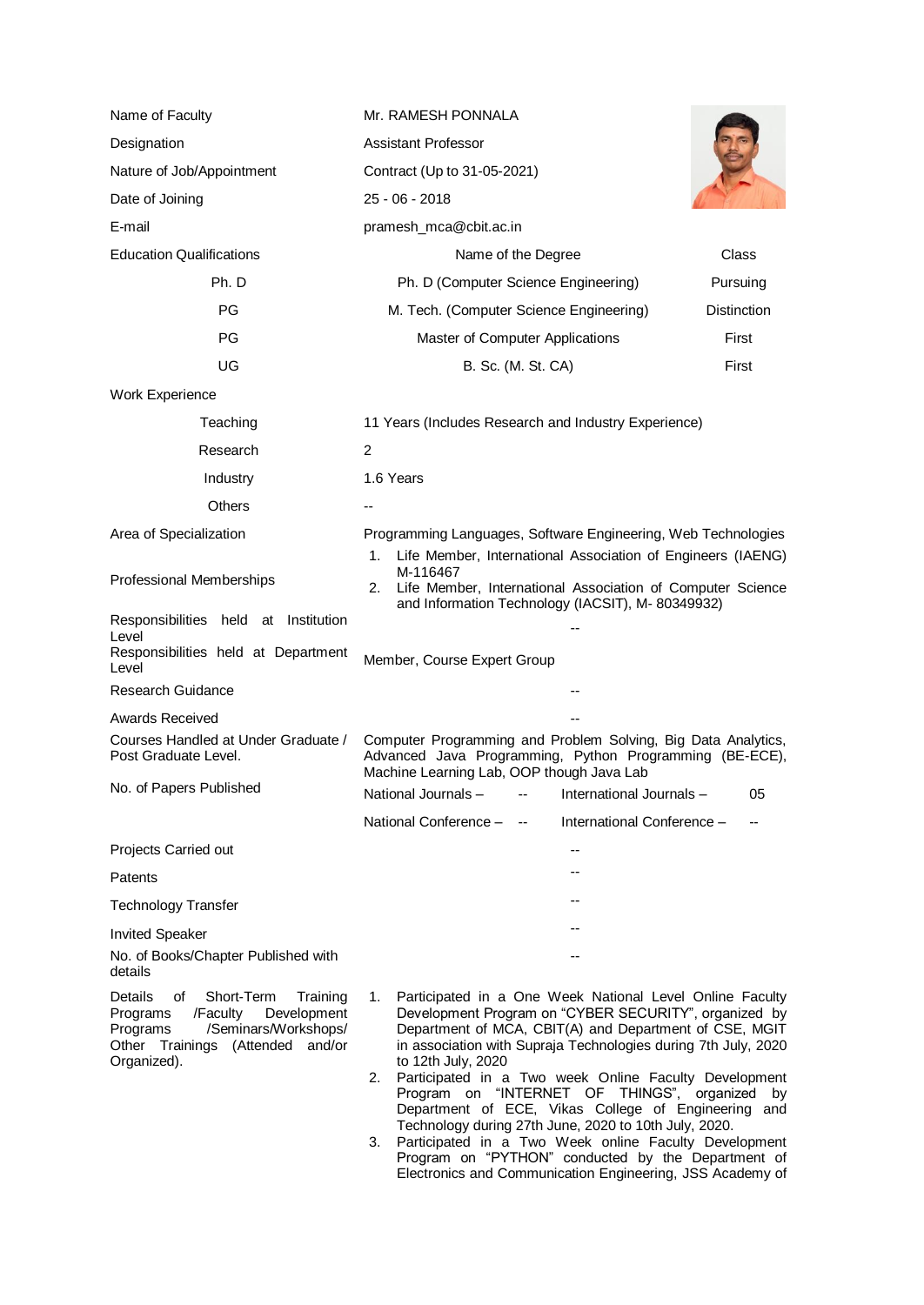| | | |
|---|---|---|
| Name of Faculty | Mr. RAMESH PONNALA | |
| Designation | Assistant Professor | |
| Nature of Job/Appointment | Contract (Up to 31-05-2021) | |
| Date of Joining | 25 - 06 - 2018 | |
| E-mail | pramesh_mca@cbit.ac.in | |
| Education Qualifications | Name of the Degree | Class |
| Ph. D | Ph. D (Computer Science Engineering) | Pursuing |
| PG | M. Tech. (Computer Science Engineering) | Distinction |
| PG | Master of Computer Applications | First |
| UG | B. Sc. (M. St. CA) | First |
| Work Experience | | |
| Teaching | 11 Years (Includes Research and Industry Experience) | |
| Research | 2 | |
| Industry | 1.6 Years | |
| Others | -- | |
| Area of Specialization | Programming Languages, Software Engineering, Web Technologies | |
| Professional Memberships | 1. Life Member, International Association of Engineers (IAENG) M-116467<br>2. Life Member, International Association of Computer Science and Information Technology (IACSIT), M- 80349932) | |
| Responsibilities held at Institution Level | -- | |
| Responsibilities held at Department Level | Member, Course Expert Group | |
| Research Guidance | -- | |
| Awards Received | -- | |
| Courses Handled at Under Graduate / Post Graduate Level. | Computer Programming and Problem Solving, Big Data Analytics, Advanced Java Programming, Python Programming (BE-ECE), Machine Learning Lab, OOP though Java Lab | |
| No. of Papers Published | National Journals – -- International Journals – 05<br>National Conference – -- International Conference – -- | |
| Projects Carried out | -- | |
| Patents | -- | |
| Technology Transfer | -- | |
| Invited Speaker | -- | |
| No. of Books/Chapter Published with details | -- | |
| Details of Short-Term Training Programs /Faculty Development Programs /Seminars/Workshops/ Other Trainings (Attended and/or Organized). | 1. Participated in a One Week National Level Online Faculty Development Program on "CYBER SECURITY", organized by Department of MCA, CBIT(A) and Department of CSE, MGIT in association with Supraja Technologies during 7th July, 2020 to 12th July, 2020<br>2. Participated in a Two week Online Faculty Development Program on "INTERNET OF THINGS", organized by Department of ECE, Vikas College of Engineering and Technology during 27th June, 2020 to 10th July, 2020.<br>3. Participated in a Two Week online Faculty Development Program on "PYTHON" conducted by the Department of Electronics and Communication Engineering, JSS Academy of | |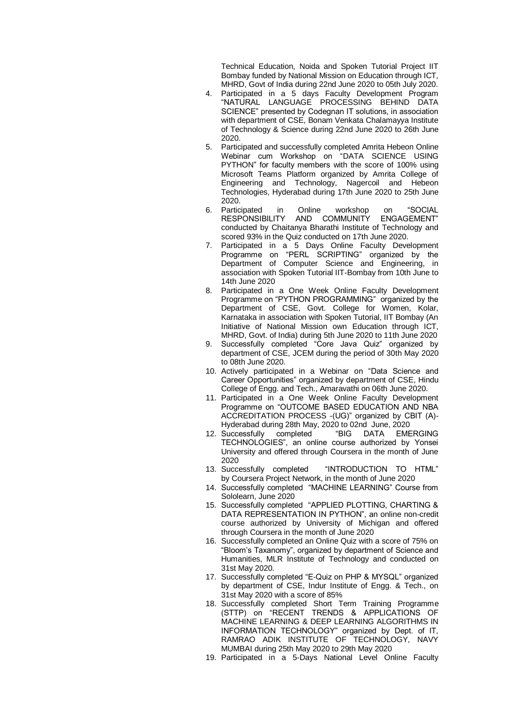Technical Education, Noida and Spoken Tutorial Project IIT Bombay funded by National Mission on Education through ICT, MHRD, Govt of India during 22nd June 2020 to 05th July 2020.

4. Participated in a 5 days Faculty Development Program "NATURAL LANGUAGE PROCESSING BEHIND DATA SCIENCE" presented by Codegnan IT solutions, in association with department of CSE, Bonam Venkata Chalamayya Institute of Technology & Science during 22nd June 2020 to 26th June 2020.
5. Participated and successfully completed Amrita Hebeon Online Webinar cum Workshop on "DATA SCIENCE USING PYTHON" for faculty members with the score of 100% using Microsoft Teams Platform organized by Amrita College of Engineering and Technology, Nagercoil and Hebeon Technologies, Hyderabad during 17th June 2020 to 25th June 2020.
6. Participated in Online workshop on "SOCIAL RESPONSIBILITY AND COMMUNITY ENGAGEMENT" conducted by Chaitanya Bharathi Institute of Technology and scored 93% in the Quiz conducted on 17th June 2020.
7. Participated in a 5 Days Online Faculty Development Programme on "PERL SCRIPTING" organized by the Department of Computer Science and Engineering, in association with Spoken Tutorial IIT-Bombay from 10th June to 14th June 2020
8. Participated in a One Week Online Faculty Development Programme on "PYTHON PROGRAMMING" organized by the Department of CSE, Govt. College for Women, Kolar, Karnataka in association with Spoken Tutorial, IIT Bombay (An Initiative of National Mission own Education through ICT, MHRD, Govt. of India) during 5th June 2020 to 11th June 2020
9. Successfully completed "Core Java Quiz" organized by department of CSE, JCEM during the period of 30th May 2020 to 08th June 2020.
10. Actively participated in a Webinar on "Data Science and Career Opportunities" organized by department of CSE, Hindu College of Engg. and Tech., Amaravathi on 06th June 2020.
11. Participated in a One Week Online Faculty Development Programme on "OUTCOME BASED EDUCATION AND NBA ACCREDITATION PROCESS -(UG)" organized by CBIT (A)-Hyderabad during 28th May, 2020 to 02nd June, 2020
12. Successfully completed "BIG DATA EMERGING TECHNOLOGIES", an online course authorized by Yonsei University and offered through Coursera in the month of June 2020
13. Successfully completed "INTRODUCTION TO HTML" by Coursera Project Network, in the month of June 2020
14. Successfully completed "MACHINE LEARNING" Course from Sololearn, June 2020
15. Successfully completed "APPLIED PLOTTING, CHARTING & DATA REPRESENTATION IN PYTHON", an online non-credit course authorized by University of Michigan and offered through Coursera in the month of June 2020
16. Successfully completed an Online Quiz with a score of 75% on "Bloom's Taxanomy", organized by department of Science and Humanities, MLR Institute of Technology and conducted on 31st May 2020.
17. Successfully completed "E-Quiz on PHP & MYSQL" organized by department of CSE, Indur Institute of Engg. & Tech., on 31st May 2020 with a score of 85%
18. Successfully completed Short Term Training Programme (STTP) on "RECENT TRENDS & APPLICATIONS OF MACHINE LEARNING & DEEP LEARNING ALGORITHMS IN INFORMATION TECHNOLOGY" organized by Dept. of IT, RAMRAO ADIK INSTITUTE OF TECHNOLOGY, NAVY MUMBAI during 25th May 2020 to 29th May 2020
19. Participated in a 5-Days National Level Online Faculty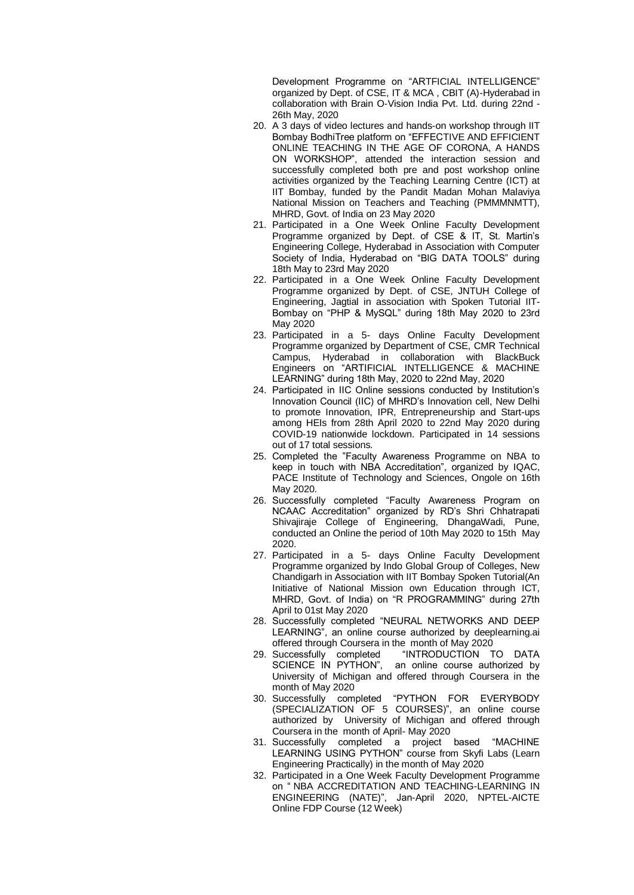Development Programme on "ARTFICIAL INTELLIGENCE" organized by Dept. of CSE, IT & MCA , CBIT (A)-Hyderabad in collaboration with Brain O-Vision India Pvt. Ltd. during 22nd - 26th May, 2020

20. A 3 days of video lectures and hands-on workshop through IIT Bombay BodhiTree platform on "EFFECTIVE AND EFFICIENT ONLINE TEACHING IN THE AGE OF CORONA, A HANDS ON WORKSHOP", attended the interaction session and successfully completed both pre and post workshop online activities organized by the Teaching Learning Centre (ICT) at IIT Bombay, funded by the Pandit Madan Mohan Malaviya National Mission on Teachers and Teaching (PMMMNMTT), MHRD, Govt. of India on 23 May 2020
21. Participated in a One Week Online Faculty Development Programme organized by Dept. of CSE & IT, St. Martin's Engineering College, Hyderabad in Association with Computer Society of India, Hyderabad on "BIG DATA TOOLS" during 18th May to 23rd May 2020
22. Participated in a One Week Online Faculty Development Programme organized by Dept. of CSE, JNTUH College of Engineering, Jagtial in association with Spoken Tutorial IIT-Bombay on "PHP & MySQL" during 18th May 2020 to 23rd May 2020
23. Participated in a 5- days Online Faculty Development Programme organized by Department of CSE, CMR Technical Campus, Hyderabad in collaboration with BlackBuck Engineers on "ARTIFICIAL INTELLIGENCE & MACHINE LEARNING" during 18th May, 2020 to 22nd May, 2020
24. Participated in IIC Online sessions conducted by Institution's Innovation Council (IIC) of MHRD's Innovation cell, New Delhi to promote Innovation, IPR, Entrepreneurship and Start-ups among HEIs from 28th April 2020 to 22nd May 2020 during COVID-19 nationwide lockdown. Participated in 14 sessions out of 17 total sessions.
25. Completed the "Faculty Awareness Programme on NBA to keep in touch with NBA Accreditation", organized by IQAC, PACE Institute of Technology and Sciences, Ongole on 16th May 2020.
26. Successfully completed "Faculty Awareness Program on NCAAC Accreditation" organized by RD's Shri Chhatrapati Shivajiraje College of Engineering, DhangaWadi, Pune, conducted an Online the period of 10th May 2020 to 15th May 2020.
27. Participated in a 5- days Online Faculty Development Programme organized by Indo Global Group of Colleges, New Chandigarh in Association with IIT Bombay Spoken Tutorial(An Initiative of National Mission own Education through ICT, MHRD, Govt. of India) on "R PROGRAMMING" during 27th April to 01st May 2020
28. Successfully completed "NEURAL NETWORKS AND DEEP LEARNING", an online course authorized by deeplearning.ai offered through Coursera in the month of May 2020
29. Successfully completed "INTRODUCTION TO DATA SCIENCE IN PYTHON", an online course authorized by University of Michigan and offered through Coursera in the month of May 2020
30. Successfully completed "PYTHON FOR EVERYBODY (SPECIALIZATION OF 5 COURSES)", an online course authorized by University of Michigan and offered through Coursera in the month of April- May 2020
31. Successfully completed a project based "MACHINE LEARNING USING PYTHON" course from Skyfi Labs (Learn Engineering Practically) in the month of May 2020
32. Participated in a One Week Faculty Development Programme on " NBA ACCREDITATION AND TEACHING-LEARNING IN ENGINEERING (NATE)", Jan-April 2020, NPTEL-AICTE Online FDP Course (12 Week)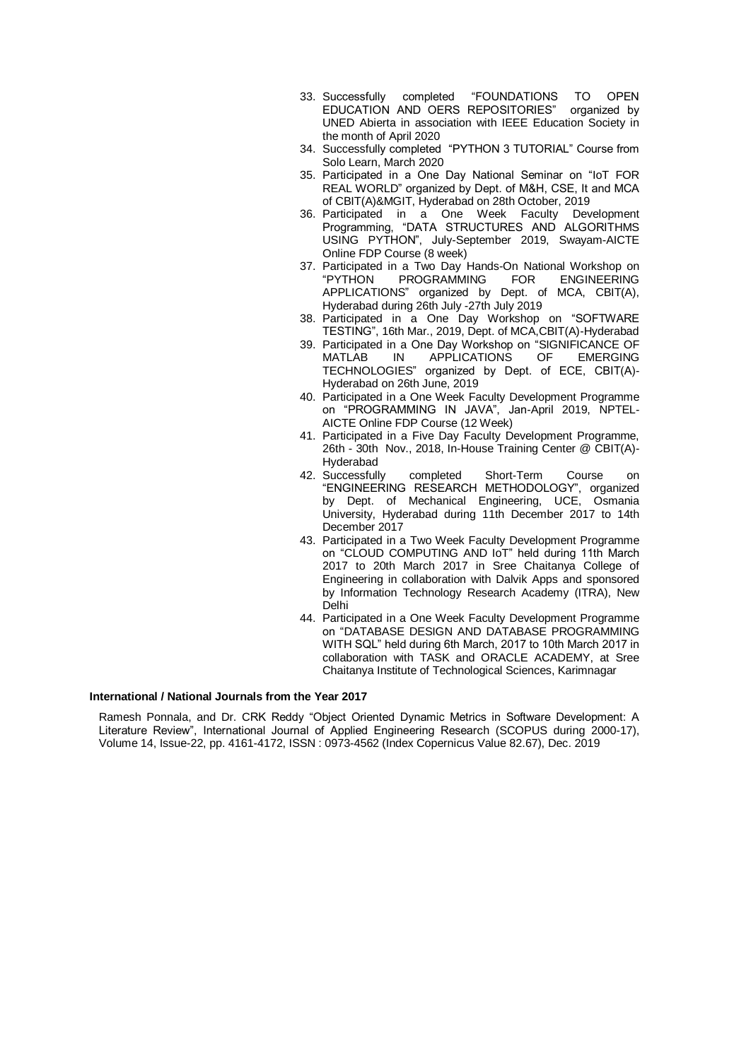33. Successfully completed "FOUNDATIONS TO OPEN EDUCATION AND OERS REPOSITORIES" organized by UNED Abierta in association with IEEE Education Society in the month of April 2020
34. Successfully completed "PYTHON 3 TUTORIAL" Course from Solo Learn, March 2020
35. Participated in a One Day National Seminar on "IoT FOR REAL WORLD" organized by Dept. of M&H, CSE, It and MCA of CBIT(A)&MGIT, Hyderabad on 28th October, 2019
36. Participated in a One Week Faculty Development Programming, "DATA STRUCTURES AND ALGORITHMS USING PYTHON", July-September 2019, Swayam-AICTE Online FDP Course (8 week)
37. Participated in a Two Day Hands-On National Workshop on "PYTHON PROGRAMMING FOR ENGINEERING APPLICATIONS" organized by Dept. of MCA, CBIT(A), Hyderabad during 26th July -27th July 2019
38. Participated in a One Day Workshop on "SOFTWARE TESTING", 16th Mar., 2019, Dept. of MCA,CBIT(A)-Hyderabad
39. Participated in a One Day Workshop on "SIGNIFICANCE OF MATLAB IN APPLICATIONS OF EMERGING TECHNOLOGIES" organized by Dept. of ECE, CBIT(A)-Hyderabad on 26th June, 2019
40. Participated in a One Week Faculty Development Programme on "PROGRAMMING IN JAVA", Jan-April 2019, NPTEL-AICTE Online FDP Course (12 Week)
41. Participated in a Five Day Faculty Development Programme, 26th - 30th Nov., 2018, In-House Training Center @ CBIT(A)-Hyderabad
42. Successfully completed Short-Term Course on "ENGINEERING RESEARCH METHODOLOGY", organized by Dept. of Mechanical Engineering, UCE, Osmania University, Hyderabad during 11th December 2017 to 14th December 2017
43. Participated in a Two Week Faculty Development Programme on "CLOUD COMPUTING AND IoT" held during 11th March 2017 to 20th March 2017 in Sree Chaitanya College of Engineering in collaboration with Dalvik Apps and sponsored by Information Technology Research Academy (ITRA), New Delhi
44. Participated in a One Week Faculty Development Programme on "DATABASE DESIGN AND DATABASE PROGRAMMING WITH SQL" held during 6th March, 2017 to 10th March 2017 in collaboration with TASK and ORACLE ACADEMY, at Sree Chaitanya Institute of Technological Sciences, Karimnagar

**International / National Journals from the Year 2017**

Ramesh Ponnala, and Dr. CRK Reddy "Object Oriented Dynamic Metrics in Software Development: A Literature Review", International Journal of Applied Engineering Research (SCOPUS during 2000-17), Volume 14, Issue-22, pp. 4161-4172, ISSN : 0973-4562 (Index Copernicus Value 82.67), Dec. 2019